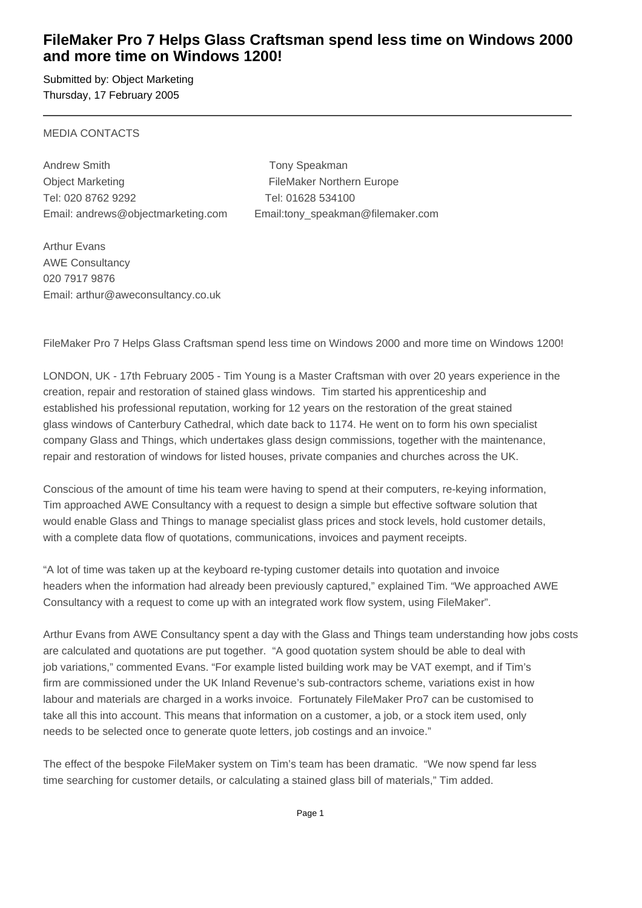# FileMaker Pro 7 Helps Glass Craftsman spend less time on Windows 2000 and more time on Windows 1200!

Submitted by: Object Marketing
Thursday, 17 February 2005

---

MEDIA CONTACTS

Andrew Smith
Object Marketing
Tel: 020 8762 9292
Email: andrews@objectmarketing.com

Tony Speakman
FileMaker Northern Europe
Tel: 01628 534100
Email:tony_speakman@filemaker.com

Arthur Evans
AWE Consultancy
020 7917 9876
Email: arthur@aweconsultancy.co.uk

FileMaker Pro 7 Helps Glass Craftsman spend less time on Windows 2000 and more time on Windows 1200!

LONDON, UK - 17th February 2005 - Tim Young is a Master Craftsman with over 20 years experience in the creation, repair and restoration of stained glass windows. Tim started his apprenticeship and established his professional reputation, working for 12 years on the restoration of the great stained glass windows of Canterbury Cathedral, which date back to 1174. He went on to form his own specialist company Glass and Things, which undertakes glass design commissions, together with the maintenance, repair and restoration of windows for listed houses, private companies and churches across the UK.

Conscious of the amount of time his team were having to spend at their computers, re-keying information, Tim approached AWE Consultancy with a request to design a simple but effective software solution that would enable Glass and Things to manage specialist glass prices and stock levels, hold customer details, with a complete data flow of quotations, communications, invoices and payment receipts.

“A lot of time was taken up at the keyboard re-typing customer details into quotation and invoice headers when the information had already been previously captured,” explained Tim. “We approached AWE Consultancy with a request to come up with an integrated work flow system, using FileMaker”.

Arthur Evans from AWE Consultancy spent a day with the Glass and Things team understanding how jobs costs are calculated and quotations are put together. “A good quotation system should be able to deal with job variations,” commented Evans. “For example listed building work may be VAT exempt, and if Tim’s firm are commissioned under the UK Inland Revenue’s sub-contractors scheme, variations exist in how labour and materials are charged in a works invoice. Fortunately FileMaker Pro7 can be customised to take all this into account. This means that information on a customer, a job, or a stock item used, only needs to be selected once to generate quote letters, job costings and an invoice.”

The effect of the bespoke FileMaker system on Tim’s team has been dramatic. “We now spend far less time searching for customer details, or calculating a stained glass bill of materials,” Tim added.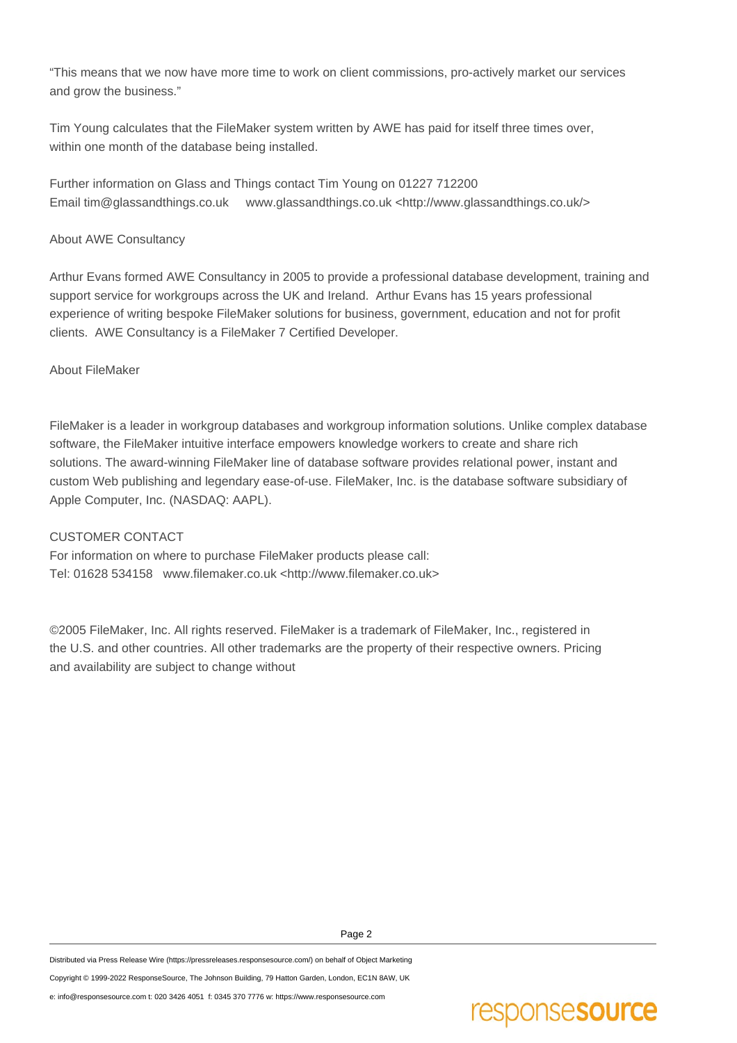"This means that we now have more time to work on client commissions, pro-actively market our services and grow the business."

Tim Young calculates that the FileMaker system written by AWE has paid for itself three times over, within one month of the database being installed.

Further information on Glass and Things contact Tim Young on 01227 712200
Email tim@glassandthings.co.uk www.glassandthings.co.uk <http://www.glassandthings.co.uk/>

About AWE Consultancy

Arthur Evans formed AWE Consultancy in 2005 to provide a professional database development, training and support service for workgroups across the UK and Ireland. Arthur Evans has 15 years professional experience of writing bespoke FileMaker solutions for business, government, education and not for profit clients. AWE Consultancy is a FileMaker 7 Certified Developer.

About FileMaker

FileMaker is a leader in workgroup databases and workgroup information solutions. Unlike complex database software, the FileMaker intuitive interface empowers knowledge workers to create and share rich solutions. The award-winning FileMaker line of database software provides relational power, instant and custom Web publishing and legendary ease-of-use. FileMaker, Inc. is the database software subsidiary of Apple Computer, Inc. (NASDAQ: AAPL).

CUSTOMER CONTACT
For information on where to purchase FileMaker products please call:
Tel: 01628 534158 www.filemaker.co.uk <http://www.filemaker.co.uk>

©2005 FileMaker, Inc. All rights reserved. FileMaker is a trademark of FileMaker, Inc., registered in the U.S. and other countries. All other trademarks are the property of their respective owners. Pricing and availability are subject to change without

Distributed via Press Release Wire (https://pressreleases.responsesource.com/) on behalf of Object Marketing

Copyright © 1999-2022 ResponseSource, The Johnson Building, 79 Hatton Garden, London, EC1N 8AW, UK

e: info@responsesource.com t: 020 3426 4051 f: 0345 370 7776 w: https://www.responsesource.com